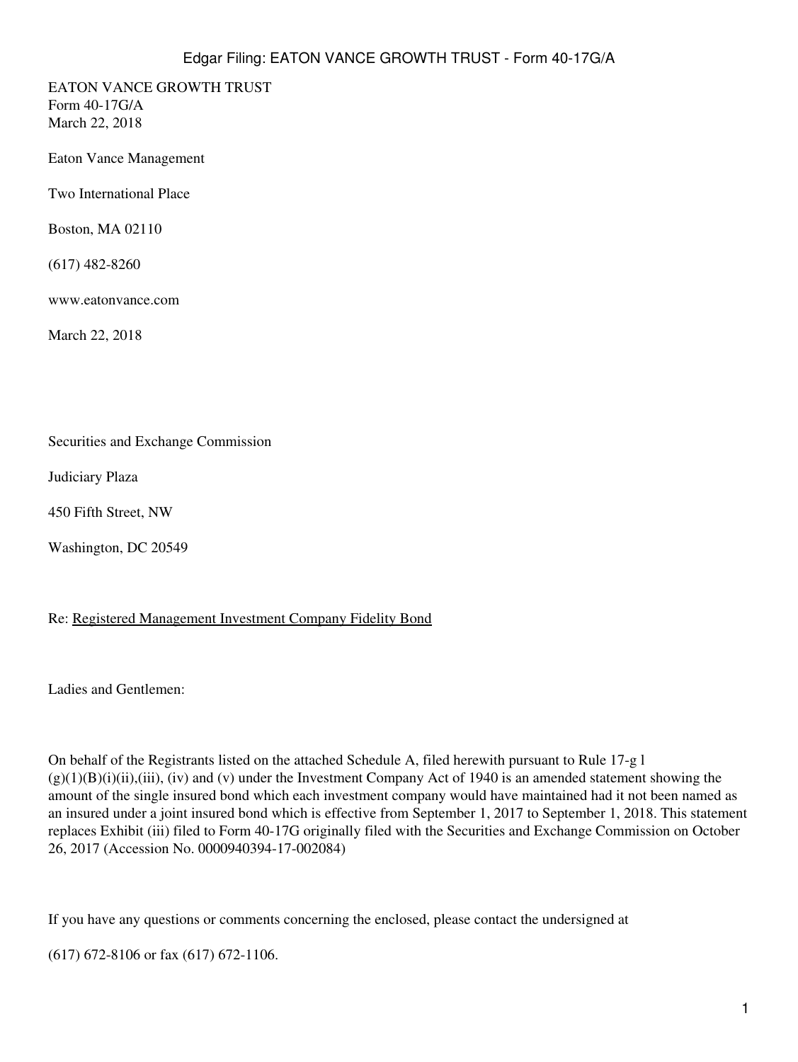EATON VANCE GROWTH TRUST
Form 40-17G/A
March 22, 2018

Eaton Vance Management

Two International Place

Boston, MA 02110

(617) 482-8260

www.eatonvance.com

March 22, 2018

Securities and Exchange Commission

Judiciary Plaza

450 Fifth Street, NW

Washington, DC 20549

Re: Registered Management Investment Company Fidelity Bond

Ladies and Gentlemen:

On behalf of the Registrants listed on the attached Schedule A, filed herewith pursuant to Rule 17-g l (g)(1)(B)(i)(ii),(iii), (iv) and (v) under the Investment Company Act of 1940 is an amended statement showing the amount of the single insured bond which each investment company would have maintained had it not been named as an insured under a joint insured bond which is effective from September 1, 2017 to September 1, 2018. This statement replaces Exhibit (iii) filed to Form 40-17G originally filed with the Securities and Exchange Commission on October 26, 2017 (Accession No. 0000940394-17-002084)

If you have any questions or comments concerning the enclosed, please contact the undersigned at

(617) 672-8106 or fax (617) 672-1106.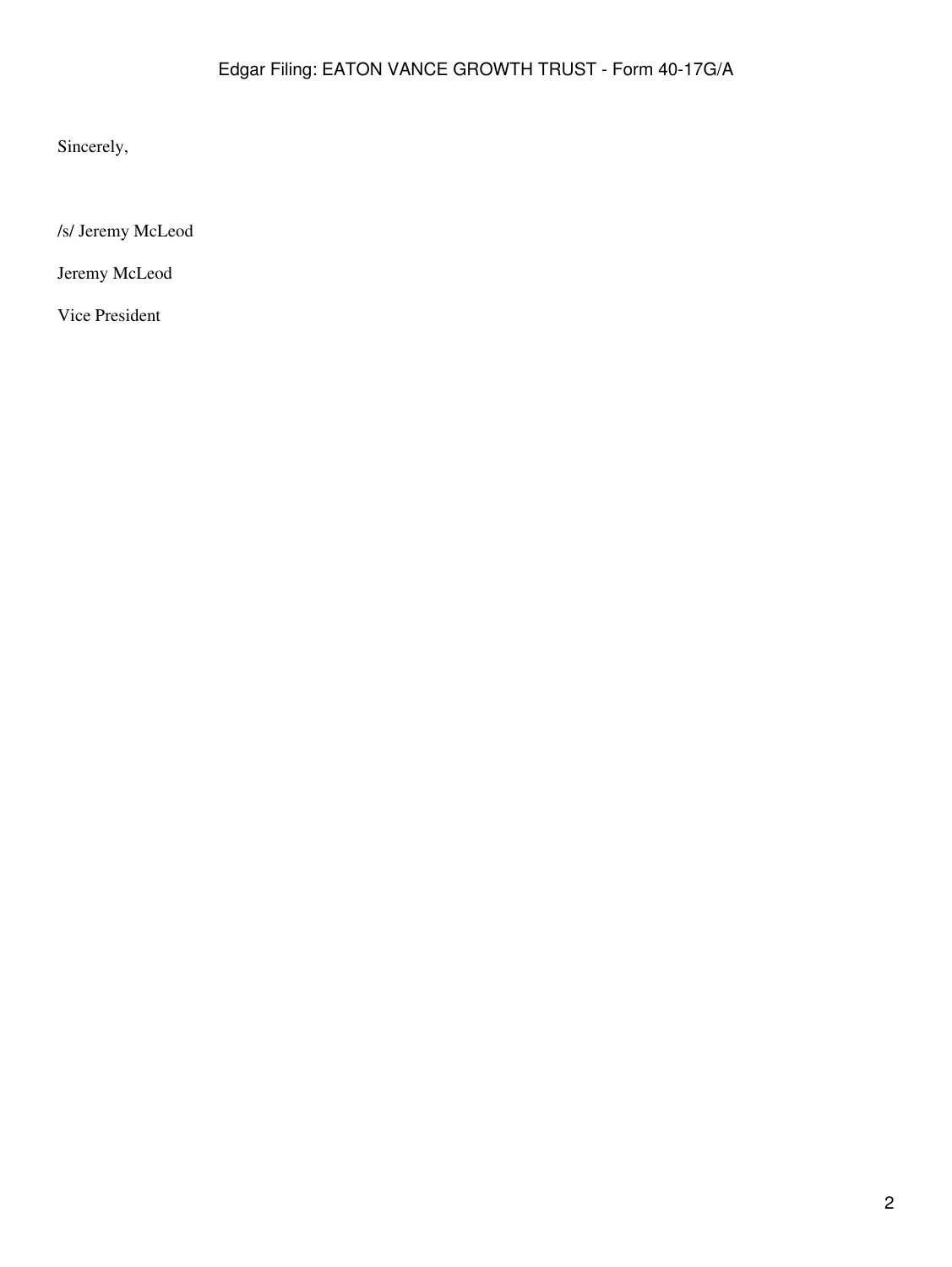Sincerely,

/s/ Jeremy McLeod

Jeremy McLeod

Vice President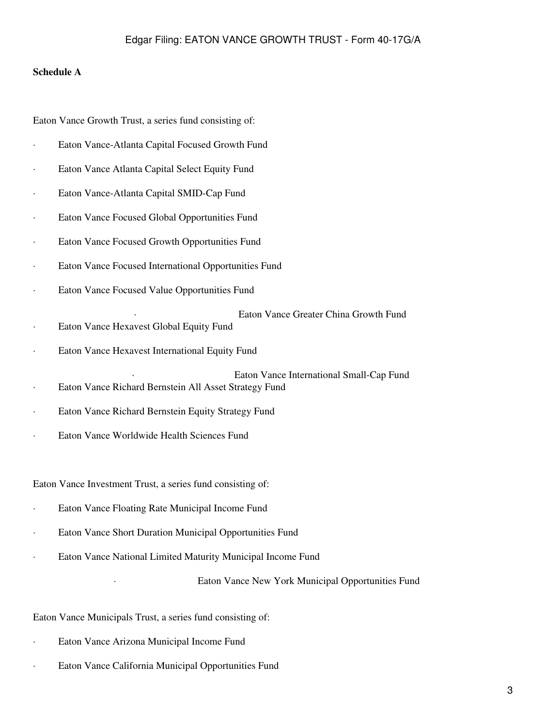**Schedule A**

Eaton Vance Growth Trust, a series fund consisting of:

- Eaton Vance-Atlanta Capital Focused Growth Fund
- Eaton Vance Atlanta Capital Select Equity Fund
- Eaton Vance-Atlanta Capital SMID-Cap Fund
- Eaton Vance Focused Global Opportunities Fund
- Eaton Vance Focused Growth Opportunities Fund
- Eaton Vance Focused International Opportunities Fund
- Eaton Vance Focused Value Opportunities Fund
- Eaton Vance Greater China Growth Fund
- Eaton Vance Hexavest Global Equity Fund
- Eaton Vance Hexavest International Equity Fund
- Eaton Vance International Small-Cap Fund
- Eaton Vance Richard Bernstein All Asset Strategy Fund
- Eaton Vance Richard Bernstein Equity Strategy Fund
- Eaton Vance Worldwide Health Sciences Fund

Eaton Vance Investment Trust, a series fund consisting of:

- Eaton Vance Floating Rate Municipal Income Fund
- Eaton Vance Short Duration Municipal Opportunities Fund
- Eaton Vance National Limited Maturity Municipal Income Fund
- Eaton Vance New York Municipal Opportunities Fund

Eaton Vance Municipals Trust, a series fund consisting of:

- Eaton Vance Arizona Municipal Income Fund
- Eaton Vance California Municipal Opportunities Fund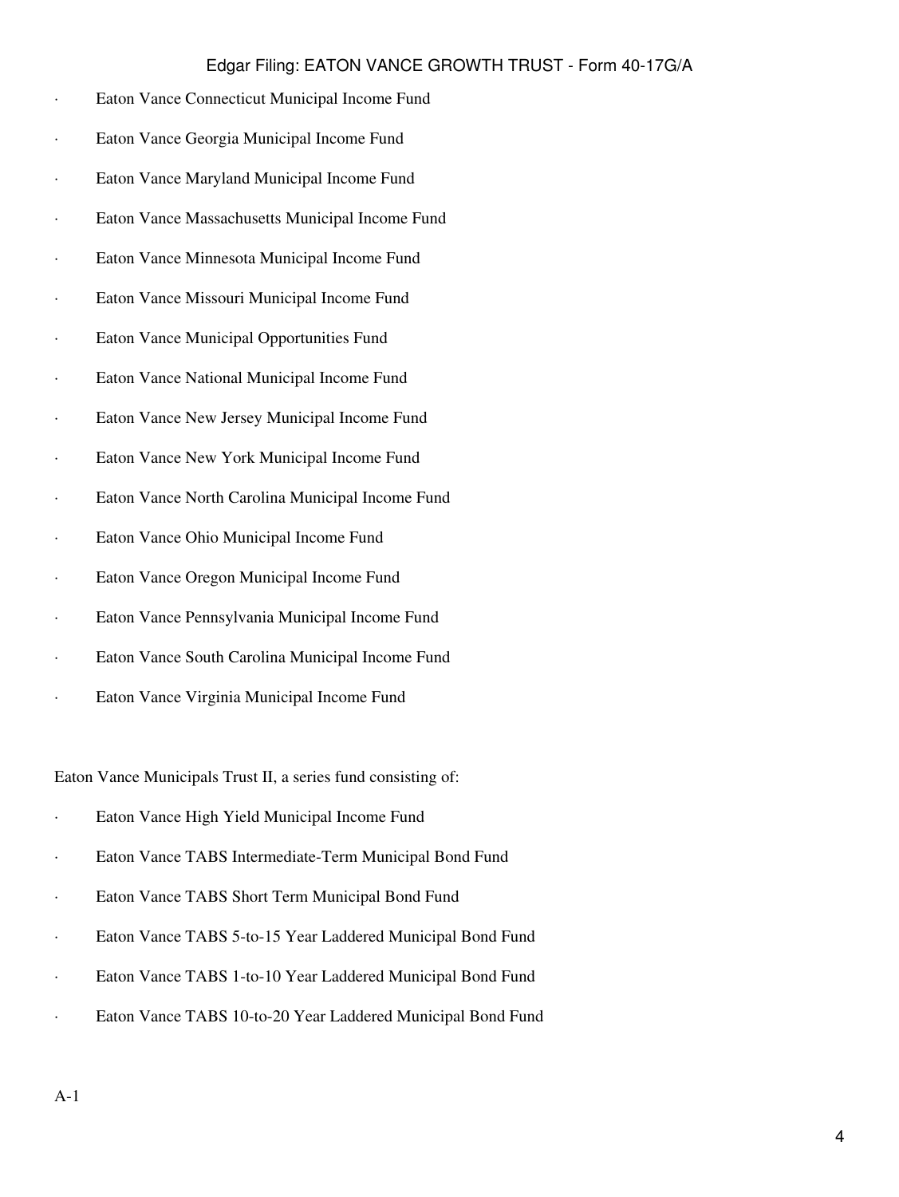- Eaton Vance Connecticut Municipal Income Fund
- Eaton Vance Georgia Municipal Income Fund
- Eaton Vance Maryland Municipal Income Fund
- Eaton Vance Massachusetts Municipal Income Fund
- Eaton Vance Minnesota Municipal Income Fund
- Eaton Vance Missouri Municipal Income Fund
- Eaton Vance Municipal Opportunities Fund
- Eaton Vance National Municipal Income Fund
- Eaton Vance New Jersey Municipal Income Fund
- Eaton Vance New York Municipal Income Fund
- Eaton Vance North Carolina Municipal Income Fund
- Eaton Vance Ohio Municipal Income Fund
- Eaton Vance Oregon Municipal Income Fund
- Eaton Vance Pennsylvania Municipal Income Fund
- Eaton Vance South Carolina Municipal Income Fund
- Eaton Vance Virginia Municipal Income Fund

Eaton Vance Municipals Trust II, a series fund consisting of:

- Eaton Vance High Yield Municipal Income Fund
- Eaton Vance TABS Intermediate-Term Municipal Bond Fund
- Eaton Vance TABS Short Term Municipal Bond Fund
- Eaton Vance TABS 5-to-15 Year Laddered Municipal Bond Fund
- Eaton Vance TABS 1-to-10 Year Laddered Municipal Bond Fund
- Eaton Vance TABS 10-to-20 Year Laddered Municipal Bond Fund

A-1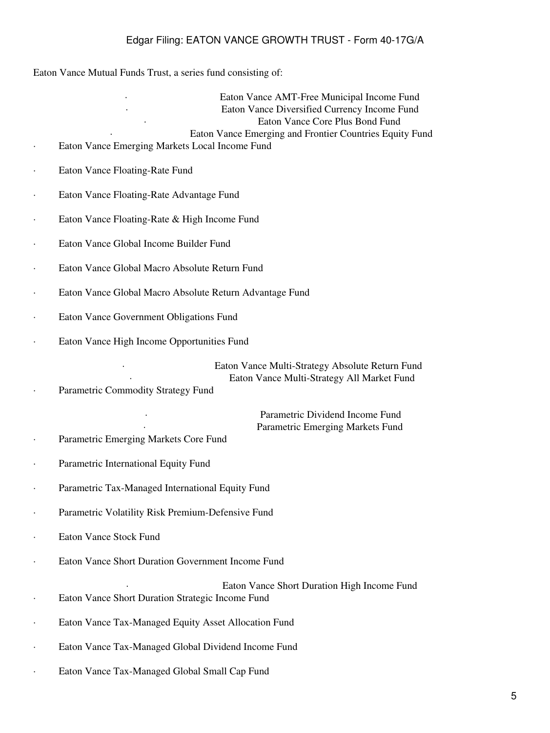Eaton Vance Mutual Funds Trust, a series fund consisting of:

- Eaton Vance AMT-Free Municipal Income Fund
- Eaton Vance Diversified Currency Income Fund
- Eaton Vance Core Plus Bond Fund
- Eaton Vance Emerging and Frontier Countries Equity Fund
- Eaton Vance Emerging Markets Local Income Fund
- Eaton Vance Floating-Rate Fund
- Eaton Vance Floating-Rate Advantage Fund
- Eaton Vance Floating-Rate & High Income Fund
- Eaton Vance Global Income Builder Fund
- Eaton Vance Global Macro Absolute Return Fund
- Eaton Vance Global Macro Absolute Return Advantage Fund
- Eaton Vance Government Obligations Fund
- Eaton Vance High Income Opportunities Fund
- Eaton Vance Multi-Strategy Absolute Return Fund
- Eaton Vance Multi-Strategy All Market Fund
- Parametric Commodity Strategy Fund
- Parametric Dividend Income Fund
- Parametric Emerging Markets Fund
- Parametric Emerging Markets Core Fund
- Parametric International Equity Fund
- Parametric Tax-Managed International Equity Fund
- Parametric Volatility Risk Premium-Defensive Fund
- Eaton Vance Stock Fund
- Eaton Vance Short Duration Government Income Fund
- Eaton Vance Short Duration High Income Fund
- Eaton Vance Short Duration Strategic Income Fund
- Eaton Vance Tax-Managed Equity Asset Allocation Fund
- Eaton Vance Tax-Managed Global Dividend Income Fund
- Eaton Vance Tax-Managed Global Small Cap Fund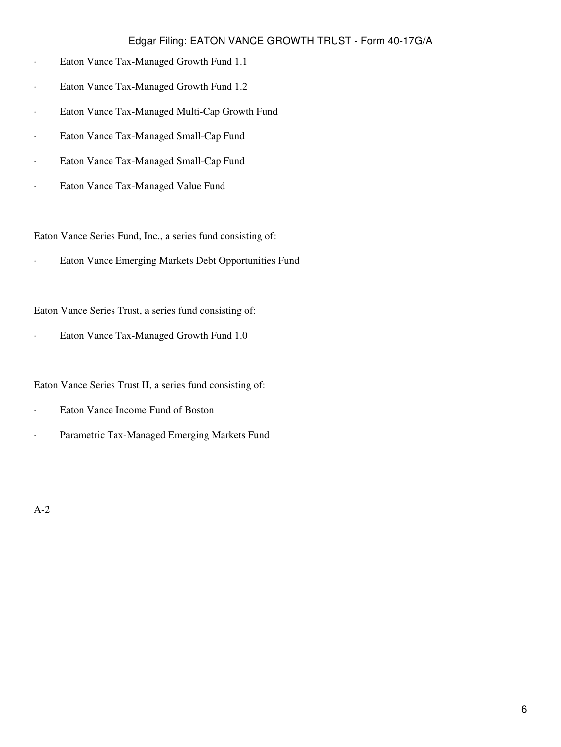- Eaton Vance Tax-Managed Growth Fund 1.1
- Eaton Vance Tax-Managed Growth Fund 1.2
- Eaton Vance Tax-Managed Multi-Cap Growth Fund
- Eaton Vance Tax-Managed Small-Cap Fund
- Eaton Vance Tax-Managed Small-Cap Fund
- Eaton Vance Tax-Managed Value Fund

Eaton Vance Series Fund, Inc., a series fund consisting of:

- Eaton Vance Emerging Markets Debt Opportunities Fund

Eaton Vance Series Trust, a series fund consisting of:

- Eaton Vance Tax-Managed Growth Fund 1.0

Eaton Vance Series Trust II, a series fund consisting of:

- Eaton Vance Income Fund of Boston
- Parametric Tax-Managed Emerging Markets Fund

A-2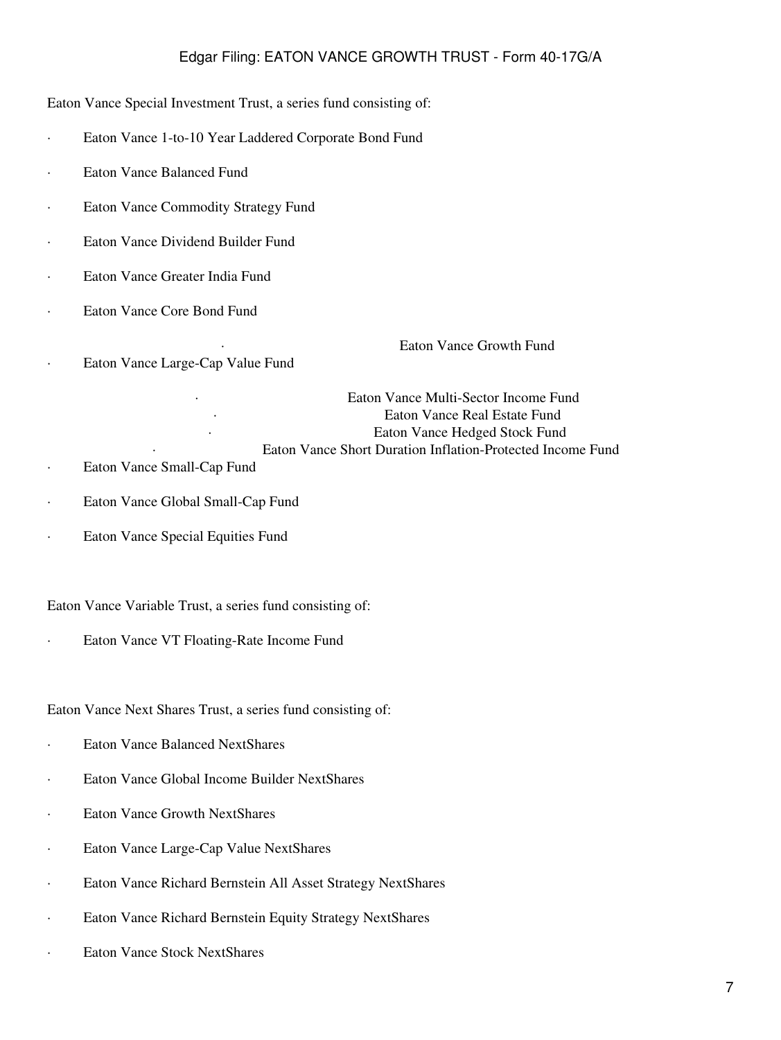Eaton Vance Special Investment Trust, a series fund consisting of:

- Eaton Vance 1-to-10 Year Laddered Corporate Bond Fund
- Eaton Vance Balanced Fund
- Eaton Vance Commodity Strategy Fund
- Eaton Vance Dividend Builder Fund
- Eaton Vance Greater India Fund
- Eaton Vance Core Bond Fund
- Eaton Vance Growth Fund
- Eaton Vance Large-Cap Value Fund
- Eaton Vance Multi-Sector Income Fund
- Eaton Vance Real Estate Fund
- Eaton Vance Hedged Stock Fund
- Eaton Vance Short Duration Inflation-Protected Income Fund
- Eaton Vance Small-Cap Fund
- Eaton Vance Global Small-Cap Fund
- Eaton Vance Special Equities Fund

Eaton Vance Variable Trust, a series fund consisting of:

- Eaton Vance VT Floating-Rate Income Fund

Eaton Vance Next Shares Trust, a series fund consisting of:

- Eaton Vance Balanced NextShares
- Eaton Vance Global Income Builder NextShares
- Eaton Vance Growth NextShares
- Eaton Vance Large-Cap Value NextShares
- Eaton Vance Richard Bernstein All Asset Strategy NextShares
- Eaton Vance Richard Bernstein Equity Strategy NextShares
- Eaton Vance Stock NextShares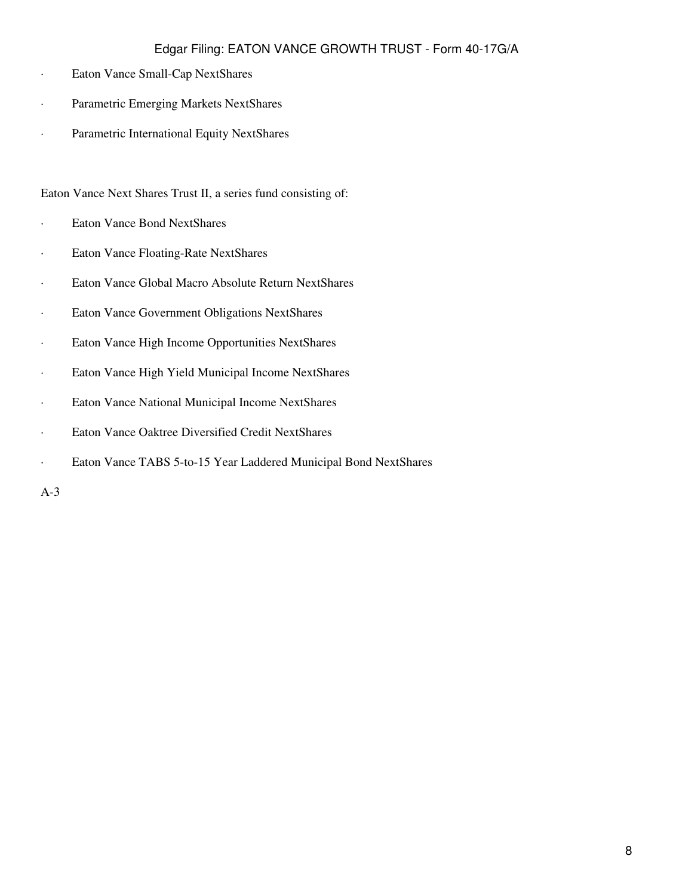- Eaton Vance Small-Cap NextShares
- Parametric Emerging Markets NextShares
- Parametric International Equity NextShares

Eaton Vance Next Shares Trust II, a series fund consisting of:

- Eaton Vance Bond NextShares
- Eaton Vance Floating-Rate NextShares
- Eaton Vance Global Macro Absolute Return NextShares
- Eaton Vance Government Obligations NextShares
- Eaton Vance High Income Opportunities NextShares
- Eaton Vance High Yield Municipal Income NextShares
- Eaton Vance National Municipal Income NextShares
- Eaton Vance Oaktree Diversified Credit NextShares
- Eaton Vance TABS 5-to-15 Year Laddered Municipal Bond NextShares

A-3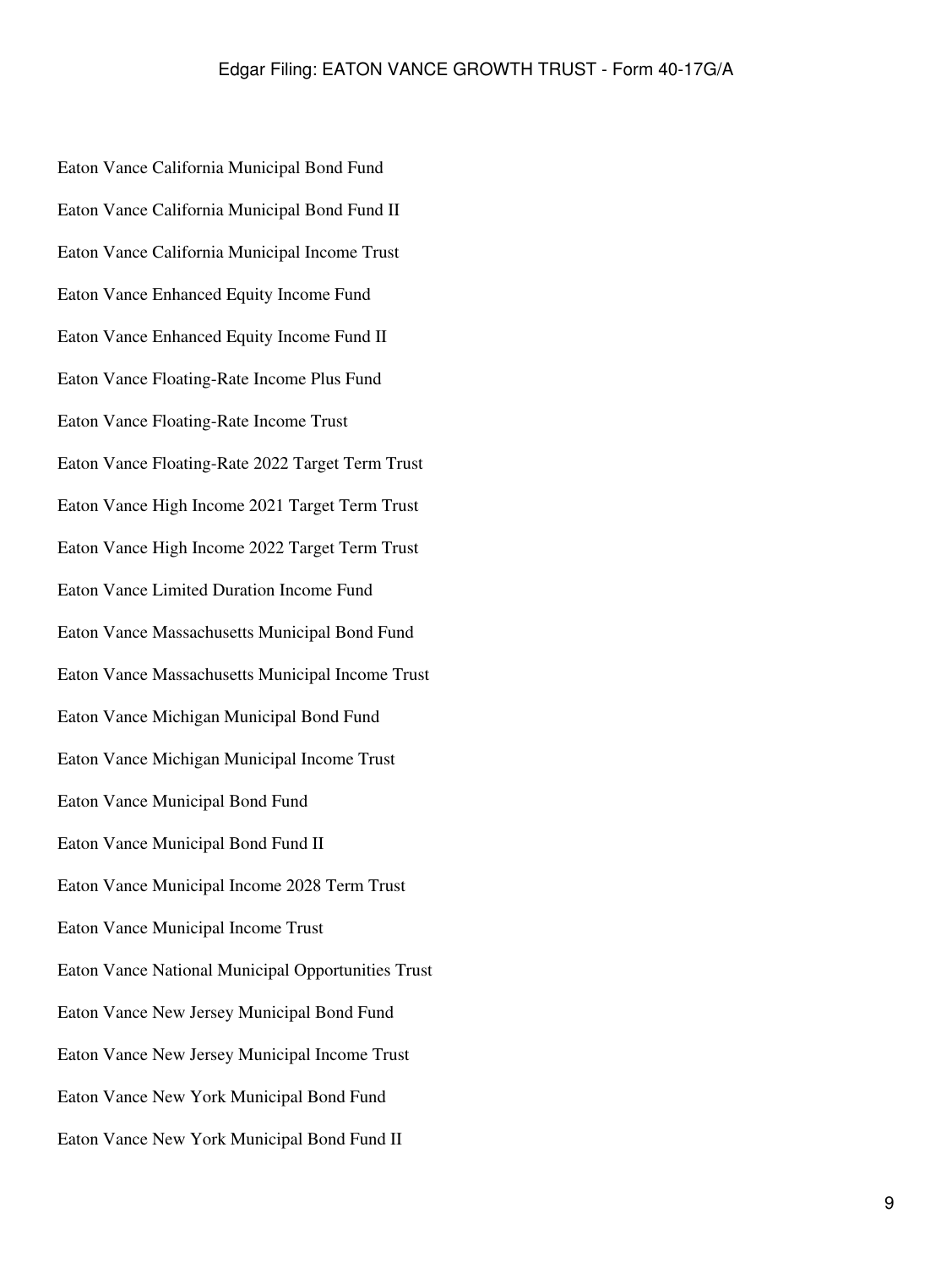Eaton Vance California Municipal Bond Fund

Eaton Vance California Municipal Bond Fund II

Eaton Vance California Municipal Income Trust

Eaton Vance Enhanced Equity Income Fund

Eaton Vance Enhanced Equity Income Fund II

Eaton Vance Floating-Rate Income Plus Fund

Eaton Vance Floating-Rate Income Trust

Eaton Vance Floating-Rate 2022 Target Term Trust

Eaton Vance High Income 2021 Target Term Trust

Eaton Vance High Income 2022 Target Term Trust

Eaton Vance Limited Duration Income Fund

Eaton Vance Massachusetts Municipal Bond Fund

Eaton Vance Massachusetts Municipal Income Trust

Eaton Vance Michigan Municipal Bond Fund

Eaton Vance Michigan Municipal Income Trust

Eaton Vance Municipal Bond Fund

Eaton Vance Municipal Bond Fund II

Eaton Vance Municipal Income 2028 Term Trust

Eaton Vance Municipal Income Trust

Eaton Vance National Municipal Opportunities Trust

Eaton Vance New Jersey Municipal Bond Fund

Eaton Vance New Jersey Municipal Income Trust

Eaton Vance New York Municipal Bond Fund

Eaton Vance New York Municipal Bond Fund II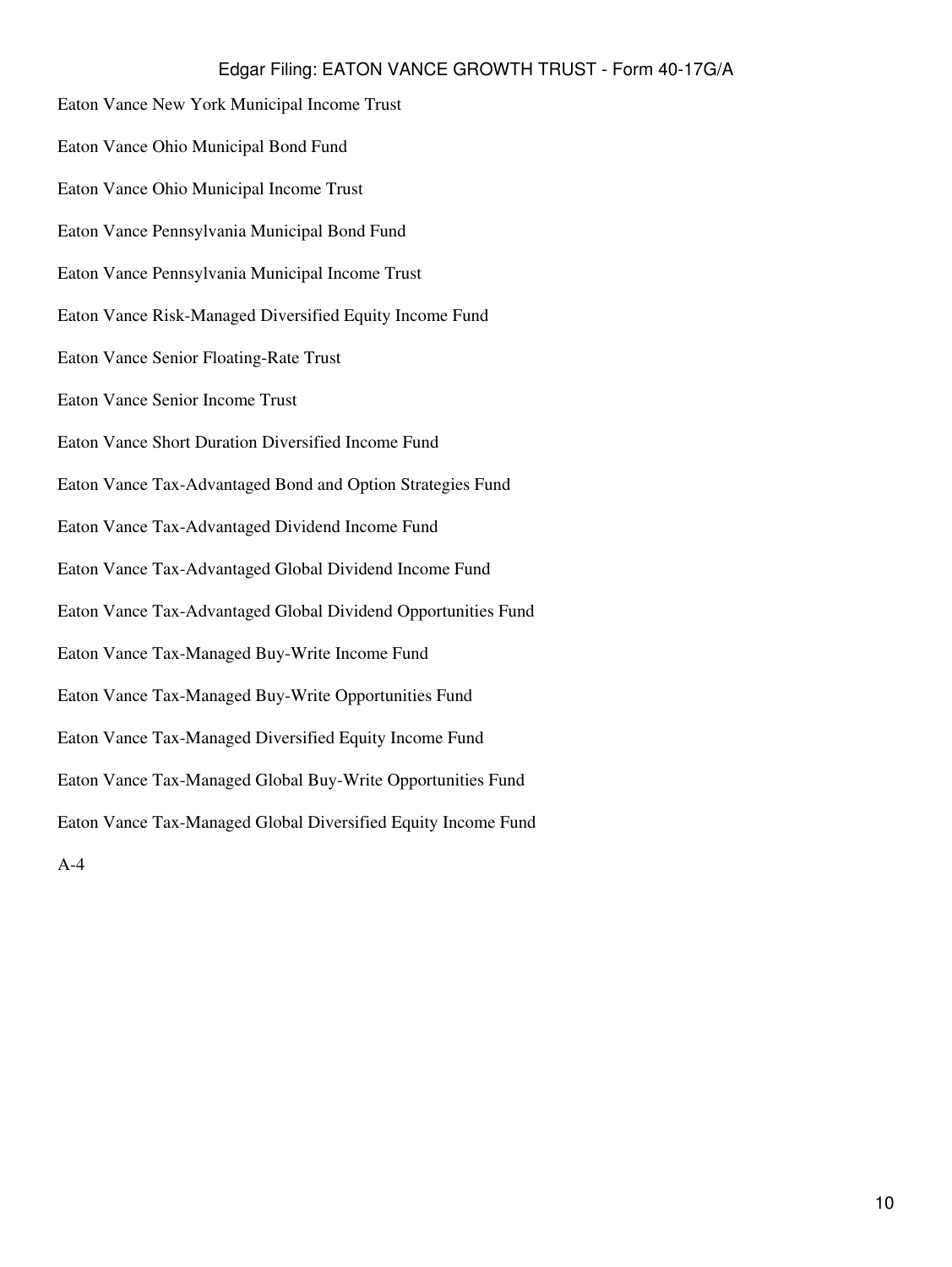Eaton Vance New York Municipal Income Trust

Eaton Vance Ohio Municipal Bond Fund

Eaton Vance Ohio Municipal Income Trust

Eaton Vance Pennsylvania Municipal Bond Fund

Eaton Vance Pennsylvania Municipal Income Trust

Eaton Vance Risk-Managed Diversified Equity Income Fund

Eaton Vance Senior Floating-Rate Trust

Eaton Vance Senior Income Trust

Eaton Vance Short Duration Diversified Income Fund

Eaton Vance Tax-Advantaged Bond and Option Strategies Fund

Eaton Vance Tax-Advantaged Dividend Income Fund

Eaton Vance Tax-Advantaged Global Dividend Income Fund

Eaton Vance Tax-Advantaged Global Dividend Opportunities Fund

Eaton Vance Tax-Managed Buy-Write Income Fund

Eaton Vance Tax-Managed Buy-Write Opportunities Fund

Eaton Vance Tax-Managed Diversified Equity Income Fund

Eaton Vance Tax-Managed Global Buy-Write Opportunities Fund

Eaton Vance Tax-Managed Global Diversified Equity Income Fund

A-4